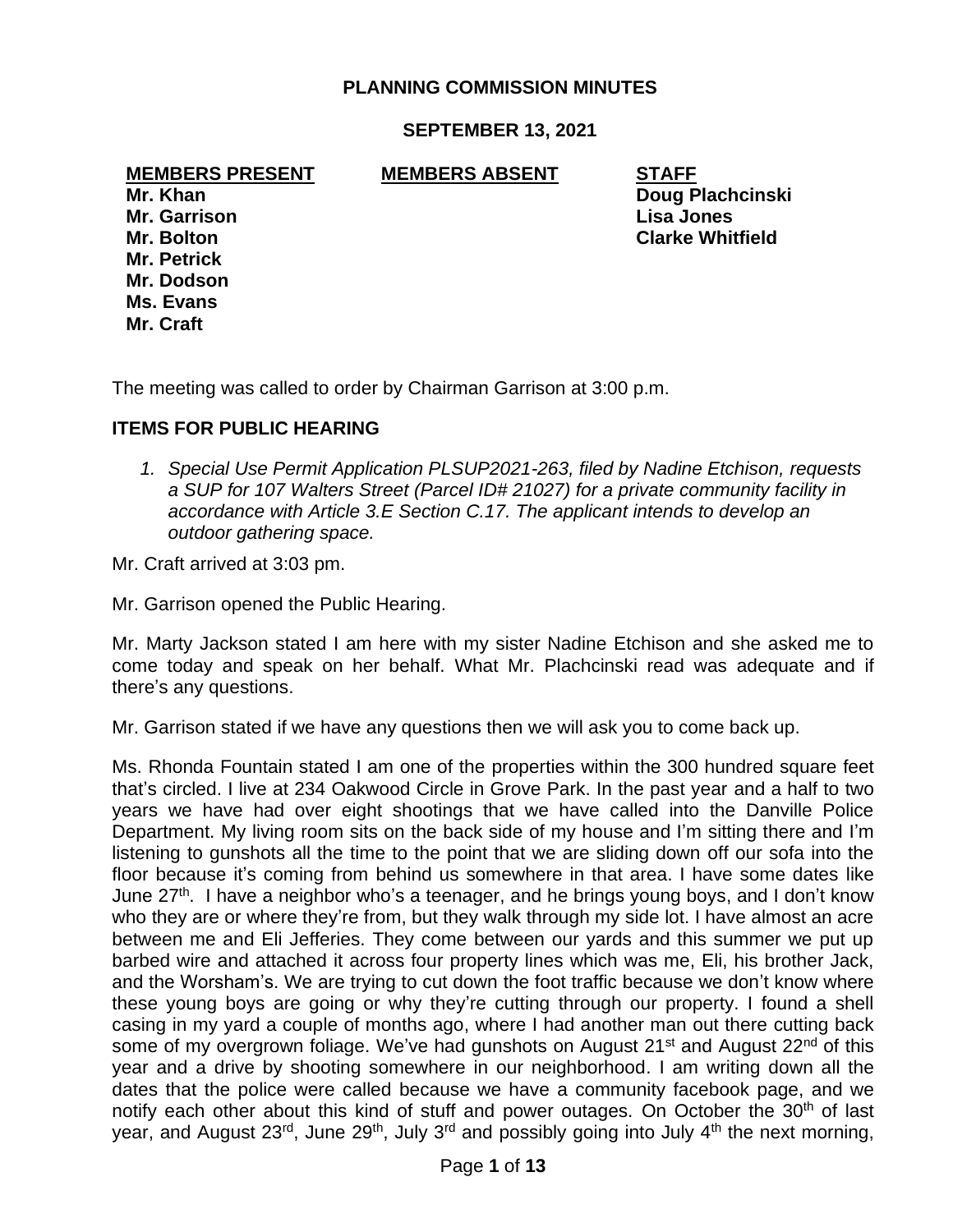# PLANNING COMMISSION MINUTES

## SEPTEMBER 13, 2021

| MEMBERS PRESENT | MEMBERS ABSENT | STAFF |
|---|---|---|
| **Mr. Khan** | | **Doug Plachcinski** |
| **Mr. Garrison** | | **Lisa Jones** |
| **Mr. Bolton** | | **Clarke Whitfield** |
| **Mr. Petrick** | | |
| **Mr. Dodson** | | |
| **Ms. Evans** | | |
| **Mr. Craft** | | |

The meeting was called to order by Chairman Garrison at 3:00 p.m.

## ITEMS FOR PUBLIC HEARING

1. *Special Use Permit Application PLSUP2021-263, filed by Nadine Etchison, requests a SUP for 107 Walters Street (Parcel ID# 21027) for a private community facility in accordance with Article 3.E Section C.17. The applicant intends to develop an outdoor gathering space.*

Mr. Craft arrived at 3:03 pm.

Mr. Garrison opened the Public Hearing.

Mr. Marty Jackson stated I am here with my sister Nadine Etchison and she asked me to come today and speak on her behalf. What Mr. Plachcinski read was adequate and if there's any questions.

Mr. Garrison stated if we have any questions then we will ask you to come back up.

Ms. Rhonda Fountain stated I am one of the properties within the 300 hundred square feet that's circled. I live at 234 Oakwood Circle in Grove Park. In the past year and a half to two years we have had over eight shootings that we have called into the Danville Police Department. My living room sits on the back side of my house and I'm sitting there and I'm listening to gunshots all the time to the point that we are sliding down off our sofa into the floor because it's coming from behind us somewhere in that area. I have some dates like June 27th. I have a neighbor who's a teenager, and he brings young boys, and I don't know who they are or where they're from, but they walk through my side lot. I have almost an acre between me and Eli Jefferies. They come between our yards and this summer we put up barbed wire and attached it across four property lines which was me, Eli, his brother Jack, and the Worsham's. We are trying to cut down the foot traffic because we don't know where these young boys are going or why they're cutting through our property. I found a shell casing in my yard a couple of months ago, where I had another man out there cutting back some of my overgrown foliage. We've had gunshots on August 21st and August 22nd of this year and a drive by shooting somewhere in our neighborhood. I am writing down all the dates that the police were called because we have a community facebook page, and we notify each other about this kind of stuff and power outages. On October the 30th of last year, and August 23rd, June 29th, July 3rd and possibly going into July 4th the next morning,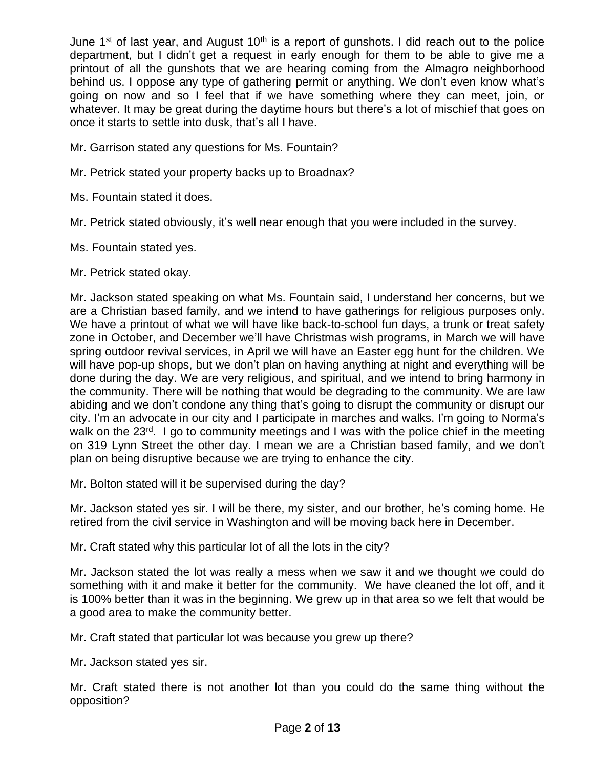June 1st of last year, and August 10th is a report of gunshots. I did reach out to the police department, but I didn't get a request in early enough for them to be able to give me a printout of all the gunshots that we are hearing coming from the Almagro neighborhood behind us. I oppose any type of gathering permit or anything. We don't even know what's going on now and so I feel that if we have something where they can meet, join, or whatever. It may be great during the daytime hours but there's a lot of mischief that goes on once it starts to settle into dusk, that's all I have.

Mr. Garrison stated any questions for Ms. Fountain?

Mr. Petrick stated your property backs up to Broadnax?

Ms. Fountain stated it does.

Mr. Petrick stated obviously, it's well near enough that you were included in the survey.

Ms. Fountain stated yes.

Mr. Petrick stated okay.

Mr. Jackson stated speaking on what Ms. Fountain said, I understand her concerns, but we are a Christian based family, and we intend to have gatherings for religious purposes only. We have a printout of what we will have like back-to-school fun days, a trunk or treat safety zone in October, and December we'll have Christmas wish programs, in March we will have spring outdoor revival services, in April we will have an Easter egg hunt for the children. We will have pop-up shops, but we don't plan on having anything at night and everything will be done during the day. We are very religious, and spiritual, and we intend to bring harmony in the community. There will be nothing that would be degrading to the community. We are law abiding and we don't condone any thing that's going to disrupt the community or disrupt our city. I'm an advocate in our city and I participate in marches and walks. I'm going to Norma's walk on the 23rd. I go to community meetings and I was with the police chief in the meeting on 319 Lynn Street the other day. I mean we are a Christian based family, and we don't plan on being disruptive because we are trying to enhance the city.

Mr. Bolton stated will it be supervised during the day?

Mr. Jackson stated yes sir. I will be there, my sister, and our brother, he's coming home. He retired from the civil service in Washington and will be moving back here in December.

Mr. Craft stated why this particular lot of all the lots in the city?

Mr. Jackson stated the lot was really a mess when we saw it and we thought we could do something with it and make it better for the community. We have cleaned the lot off, and it is 100% better than it was in the beginning. We grew up in that area so we felt that would be a good area to make the community better.

Mr. Craft stated that particular lot was because you grew up there?

Mr. Jackson stated yes sir.

Mr. Craft stated there is not another lot than you could do the same thing without the opposition?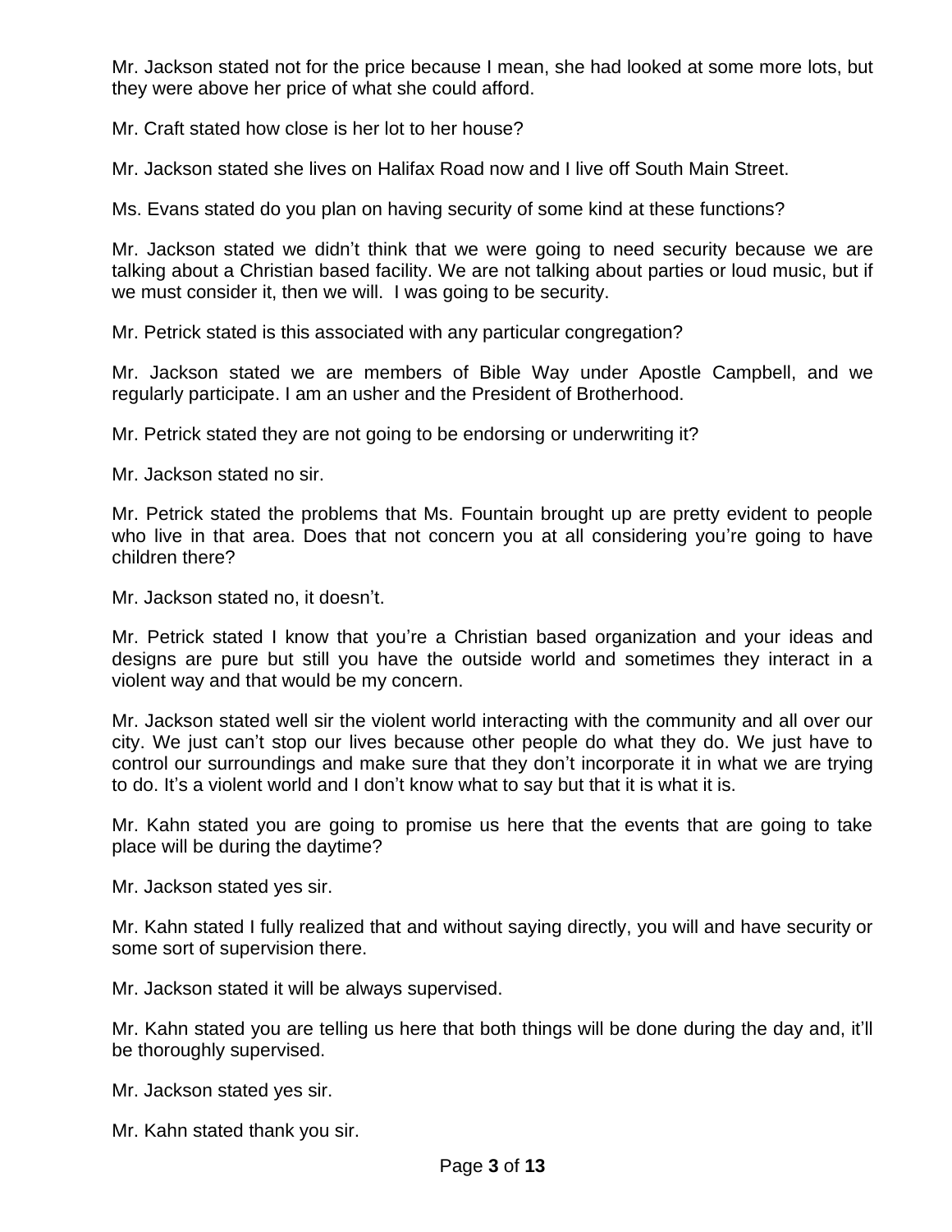Mr. Jackson stated not for the price because I mean, she had looked at some more lots, but they were above her price of what she could afford.

Mr. Craft stated how close is her lot to her house?

Mr. Jackson stated she lives on Halifax Road now and I live off South Main Street.

Ms. Evans stated do you plan on having security of some kind at these functions?

Mr. Jackson stated we didn't think that we were going to need security because we are talking about a Christian based facility. We are not talking about parties or loud music, but if we must consider it, then we will. I was going to be security.

Mr. Petrick stated is this associated with any particular congregation?

Mr. Jackson stated we are members of Bible Way under Apostle Campbell, and we regularly participate. I am an usher and the President of Brotherhood.

Mr. Petrick stated they are not going to be endorsing or underwriting it?

Mr. Jackson stated no sir.

Mr. Petrick stated the problems that Ms. Fountain brought up are pretty evident to people who live in that area. Does that not concern you at all considering you're going to have children there?

Mr. Jackson stated no, it doesn't.

Mr. Petrick stated I know that you're a Christian based organization and your ideas and designs are pure but still you have the outside world and sometimes they interact in a violent way and that would be my concern.

Mr. Jackson stated well sir the violent world interacting with the community and all over our city. We just can't stop our lives because other people do what they do. We just have to control our surroundings and make sure that they don't incorporate it in what we are trying to do. It's a violent world and I don't know what to say but that it is what it is.

Mr. Kahn stated you are going to promise us here that the events that are going to take place will be during the daytime?

Mr. Jackson stated yes sir.

Mr. Kahn stated I fully realized that and without saying directly, you will and have security or some sort of supervision there.

Mr. Jackson stated it will be always supervised.

Mr. Kahn stated you are telling us here that both things will be done during the day and, it'll be thoroughly supervised.

Mr. Jackson stated yes sir.

Mr. Kahn stated thank you sir.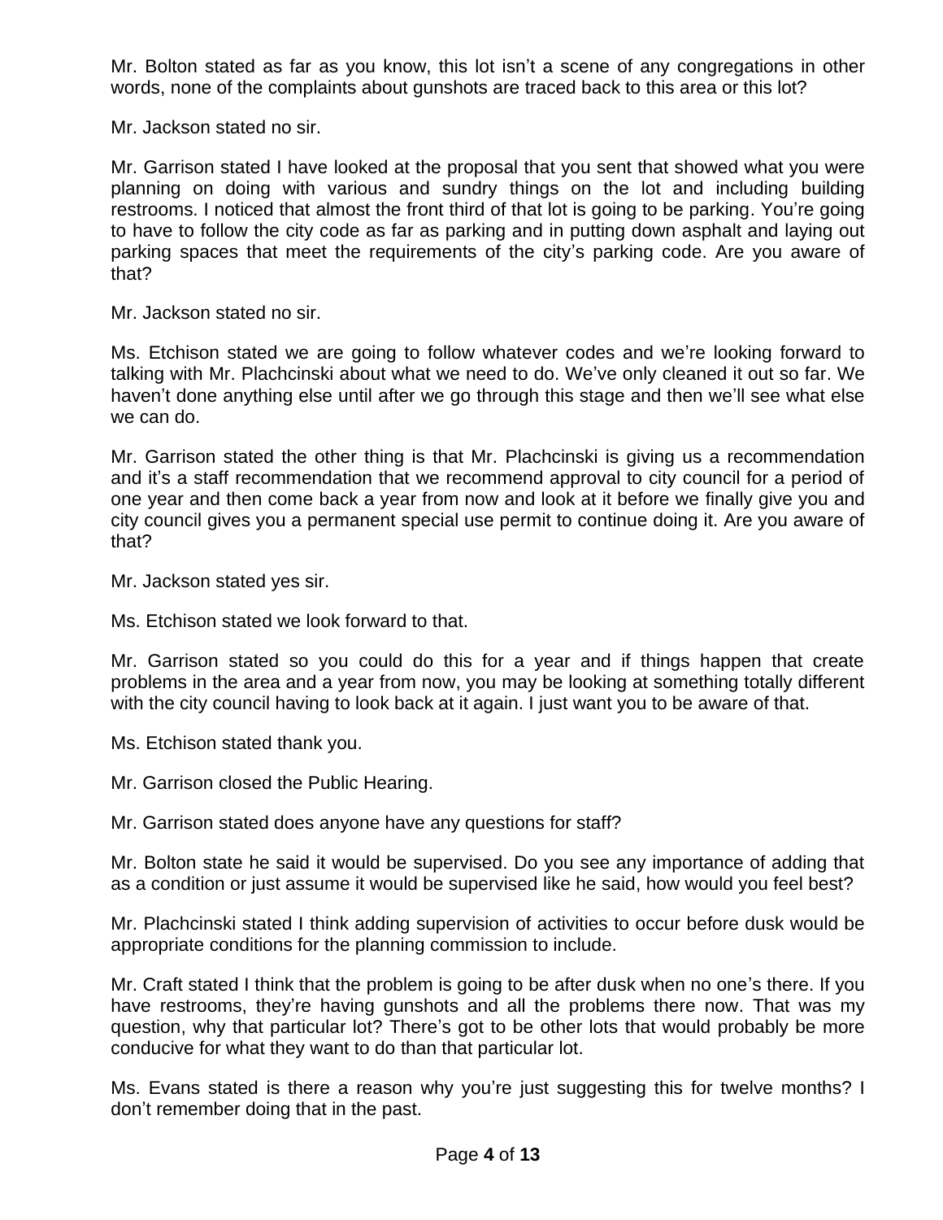Mr. Bolton stated as far as you know, this lot isn't a scene of any congregations in other words, none of the complaints about gunshots are traced back to this area or this lot?

Mr. Jackson stated no sir.

Mr. Garrison stated I have looked at the proposal that you sent that showed what you were planning on doing with various and sundry things on the lot and including building restrooms. I noticed that almost the front third of that lot is going to be parking. You're going to have to follow the city code as far as parking and in putting down asphalt and laying out parking spaces that meet the requirements of the city's parking code. Are you aware of that?

Mr. Jackson stated no sir.

Ms. Etchison stated we are going to follow whatever codes and we're looking forward to talking with Mr. Plachcinski about what we need to do. We've only cleaned it out so far. We haven't done anything else until after we go through this stage and then we'll see what else we can do.

Mr. Garrison stated the other thing is that Mr. Plachcinski is giving us a recommendation and it's a staff recommendation that we recommend approval to city council for a period of one year and then come back a year from now and look at it before we finally give you and city council gives you a permanent special use permit to continue doing it. Are you aware of that?

Mr. Jackson stated yes sir.

Ms. Etchison stated we look forward to that.

Mr. Garrison stated so you could do this for a year and if things happen that create problems in the area and a year from now, you may be looking at something totally different with the city council having to look back at it again. I just want you to be aware of that.

Ms. Etchison stated thank you.

Mr. Garrison closed the Public Hearing.

Mr. Garrison stated does anyone have any questions for staff?

Mr. Bolton state he said it would be supervised. Do you see any importance of adding that as a condition or just assume it would be supervised like he said, how would you feel best?

Mr. Plachcinski stated I think adding supervision of activities to occur before dusk would be appropriate conditions for the planning commission to include.

Mr. Craft stated I think that the problem is going to be after dusk when no one's there. If you have restrooms, they're having gunshots and all the problems there now. That was my question, why that particular lot? There's got to be other lots that would probably be more conducive for what they want to do than that particular lot.

Ms. Evans stated is there a reason why you're just suggesting this for twelve months? I don't remember doing that in the past.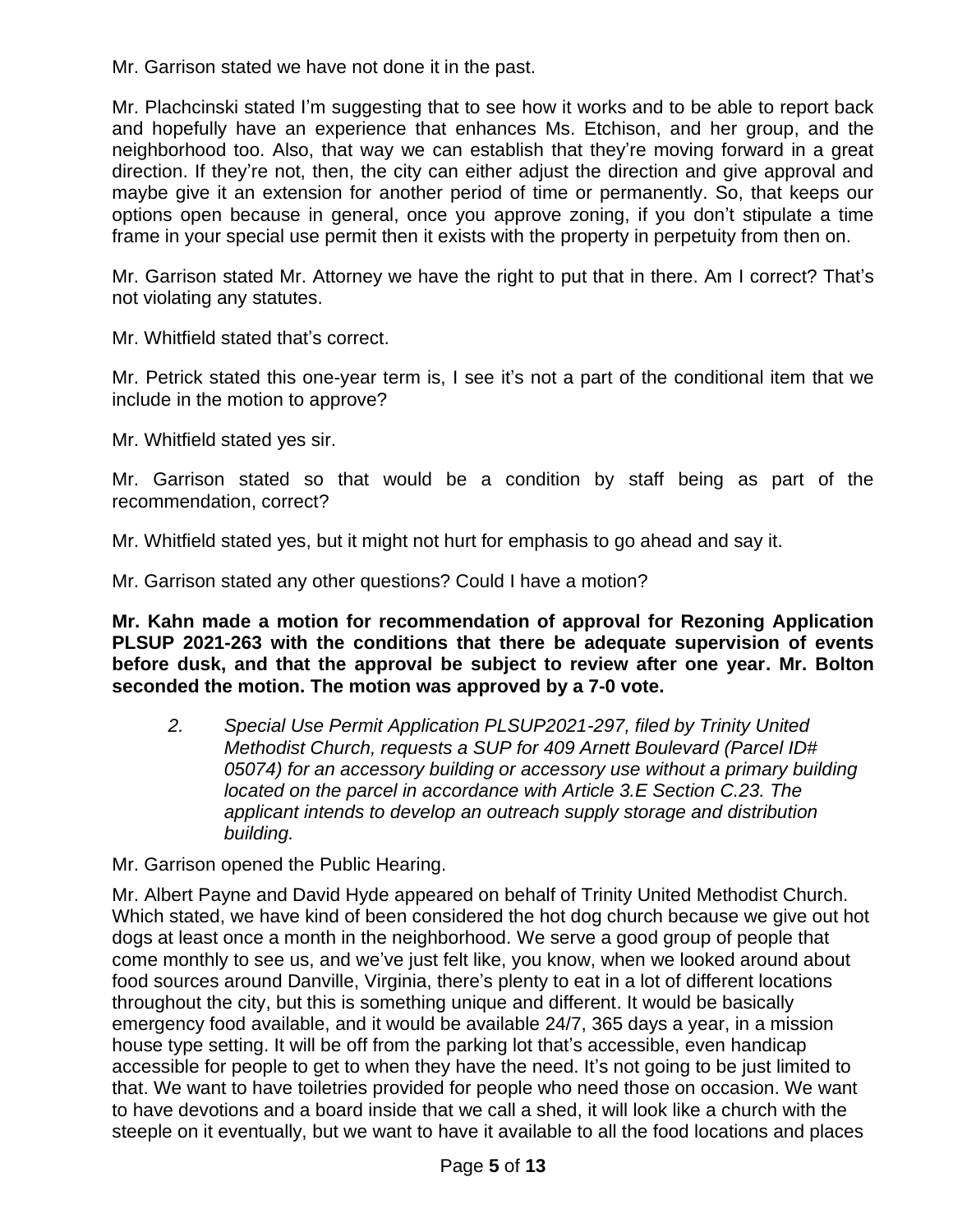Mr. Garrison stated we have not done it in the past.

Mr. Plachcinski stated I'm suggesting that to see how it works and to be able to report back and hopefully have an experience that enhances Ms. Etchison, and her group, and the neighborhood too. Also, that way we can establish that they're moving forward in a great direction. If they're not, then, the city can either adjust the direction and give approval and maybe give it an extension for another period of time or permanently. So, that keeps our options open because in general, once you approve zoning, if you don't stipulate a time frame in your special use permit then it exists with the property in perpetuity from then on.

Mr. Garrison stated Mr. Attorney we have the right to put that in there. Am I correct? That's not violating any statutes.

Mr. Whitfield stated that's correct.

Mr. Petrick stated this one-year term is, I see it's not a part of the conditional item that we include in the motion to approve?

Mr. Whitfield stated yes sir.

Mr. Garrison stated so that would be a condition by staff being as part of the recommendation, correct?

Mr. Whitfield stated yes, but it might not hurt for emphasis to go ahead and say it.

Mr. Garrison stated any other questions? Could I have a motion?

**Mr. Kahn made a motion for recommendation of approval for Rezoning Application PLSUP 2021-263 with the conditions that there be adequate supervision of events before dusk, and that the approval be subject to review after one year. Mr. Bolton seconded the motion. The motion was approved by a 7-0 vote.**

2. *Special Use Permit Application PLSUP2021-297, filed by Trinity United Methodist Church, requests a SUP for 409 Arnett Boulevard (Parcel ID# 05074) for an accessory building or accessory use without a primary building located on the parcel in accordance with Article 3.E Section C.23. The applicant intends to develop an outreach supply storage and distribution building.*

Mr. Garrison opened the Public Hearing.

Mr. Albert Payne and David Hyde appeared on behalf of Trinity United Methodist Church. Which stated, we have kind of been considered the hot dog church because we give out hot dogs at least once a month in the neighborhood. We serve a good group of people that come monthly to see us, and we've just felt like, you know, when we looked around about food sources around Danville, Virginia, there's plenty to eat in a lot of different locations throughout the city, but this is something unique and different. It would be basically emergency food available, and it would be available 24/7, 365 days a year, in a mission house type setting. It will be off from the parking lot that's accessible, even handicap accessible for people to get to when they have the need. It's not going to be just limited to that. We want to have toiletries provided for people who need those on occasion. We want to have devotions and a board inside that we call a shed, it will look like a church with the steeple on it eventually, but we want to have it available to all the food locations and places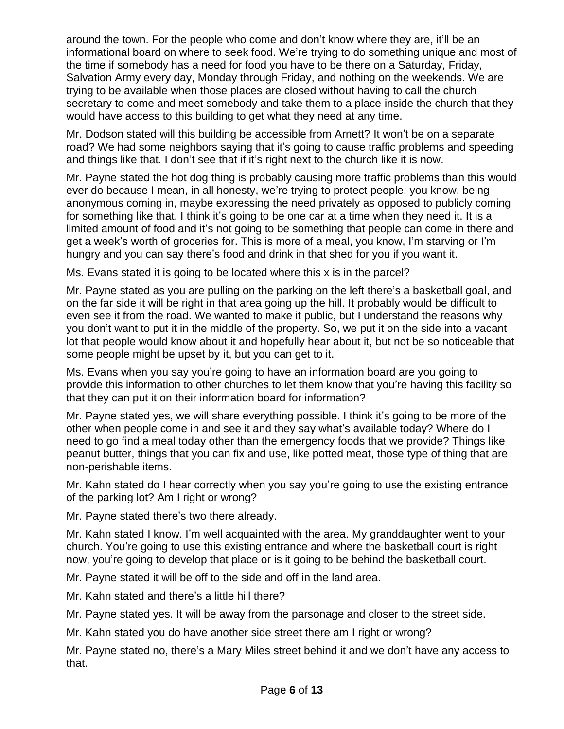around the town. For the people who come and don't know where they are, it'll be an informational board on where to seek food. We're trying to do something unique and most of the time if somebody has a need for food you have to be there on a Saturday, Friday, Salvation Army every day, Monday through Friday, and nothing on the weekends. We are trying to be available when those places are closed without having to call the church secretary to come and meet somebody and take them to a place inside the church that they would have access to this building to get what they need at any time.

Mr. Dodson stated will this building be accessible from Arnett? It won't be on a separate road? We had some neighbors saying that it's going to cause traffic problems and speeding and things like that. I don't see that if it's right next to the church like it is now.

Mr. Payne stated the hot dog thing is probably causing more traffic problems than this would ever do because I mean, in all honesty, we're trying to protect people, you know, being anonymous coming in, maybe expressing the need privately as opposed to publicly coming for something like that. I think it's going to be one car at a time when they need it. It is a limited amount of food and it's not going to be something that people can come in there and get a week's worth of groceries for. This is more of a meal, you know, I'm starving or I'm hungry and you can say there's food and drink in that shed for you if you want it.

Ms. Evans stated it is going to be located where this x is in the parcel?

Mr. Payne stated as you are pulling on the parking on the left there's a basketball goal, and on the far side it will be right in that area going up the hill. It probably would be difficult to even see it from the road. We wanted to make it public, but I understand the reasons why you don't want to put it in the middle of the property. So, we put it on the side into a vacant lot that people would know about it and hopefully hear about it, but not be so noticeable that some people might be upset by it, but you can get to it.

Ms. Evans when you say you're going to have an information board are you going to provide this information to other churches to let them know that you're having this facility so that they can put it on their information board for information?

Mr. Payne stated yes, we will share everything possible. I think it's going to be more of the other when people come in and see it and they say what's available today? Where do I need to go find a meal today other than the emergency foods that we provide? Things like peanut butter, things that you can fix and use, like potted meat, those type of thing that are non-perishable items.

Mr. Kahn stated do I hear correctly when you say you're going to use the existing entrance of the parking lot? Am I right or wrong?

Mr. Payne stated there's two there already.

Mr. Kahn stated I know. I'm well acquainted with the area. My granddaughter went to your church. You're going to use this existing entrance and where the basketball court is right now, you're going to develop that place or is it going to be behind the basketball court.

Mr. Payne stated it will be off to the side and off in the land area.

Mr. Kahn stated and there's a little hill there?

Mr. Payne stated yes. It will be away from the parsonage and closer to the street side.

Mr. Kahn stated you do have another side street there am I right or wrong?

Mr. Payne stated no, there's a Mary Miles street behind it and we don't have any access to that.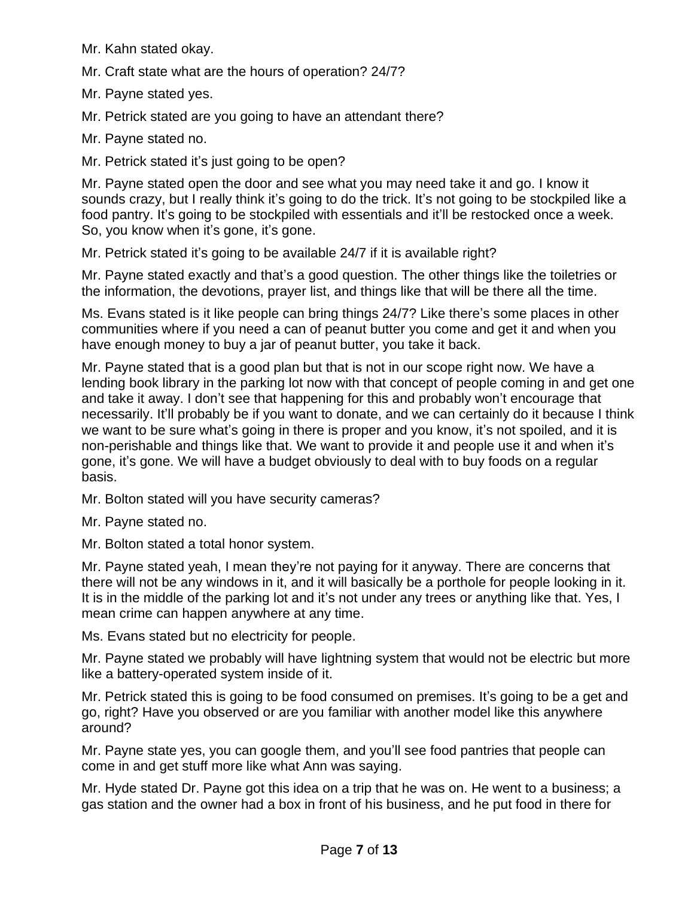Mr. Kahn stated okay.

Mr. Craft state what are the hours of operation? 24/7?

Mr. Payne stated yes.

Mr. Petrick stated are you going to have an attendant there?

Mr. Payne stated no.

Mr. Petrick stated it's just going to be open?

Mr. Payne stated open the door and see what you may need take it and go. I know it sounds crazy, but I really think it's going to do the trick. It's not going to be stockpiled like a food pantry. It's going to be stockpiled with essentials and it'll be restocked once a week. So, you know when it's gone, it's gone.

Mr. Petrick stated it's going to be available 24/7 if it is available right?

Mr. Payne stated exactly and that's a good question. The other things like the toiletries or the information, the devotions, prayer list, and things like that will be there all the time.

Ms. Evans stated is it like people can bring things 24/7? Like there's some places in other communities where if you need a can of peanut butter you come and get it and when you have enough money to buy a jar of peanut butter, you take it back.

Mr. Payne stated that is a good plan but that is not in our scope right now. We have a lending book library in the parking lot now with that concept of people coming in and get one and take it away. I don't see that happening for this and probably won't encourage that necessarily. It'll probably be if you want to donate, and we can certainly do it because I think we want to be sure what's going in there is proper and you know, it's not spoiled, and it is non-perishable and things like that. We want to provide it and people use it and when it's gone, it's gone. We will have a budget obviously to deal with to buy foods on a regular basis.

Mr. Bolton stated will you have security cameras?

Mr. Payne stated no.

Mr. Bolton stated a total honor system.

Mr. Payne stated yeah, I mean they're not paying for it anyway. There are concerns that there will not be any windows in it, and it will basically be a porthole for people looking in it. It is in the middle of the parking lot and it's not under any trees or anything like that. Yes, I mean crime can happen anywhere at any time.

Ms. Evans stated but no electricity for people.

Mr. Payne stated we probably will have lightning system that would not be electric but more like a battery-operated system inside of it.

Mr. Petrick stated this is going to be food consumed on premises. It's going to be a get and go, right? Have you observed or are you familiar with another model like this anywhere around?

Mr. Payne state yes, you can google them, and you'll see food pantries that people can come in and get stuff more like what Ann was saying.

Mr. Hyde stated Dr. Payne got this idea on a trip that he was on. He went to a business; a gas station and the owner had a box in front of his business, and he put food in there for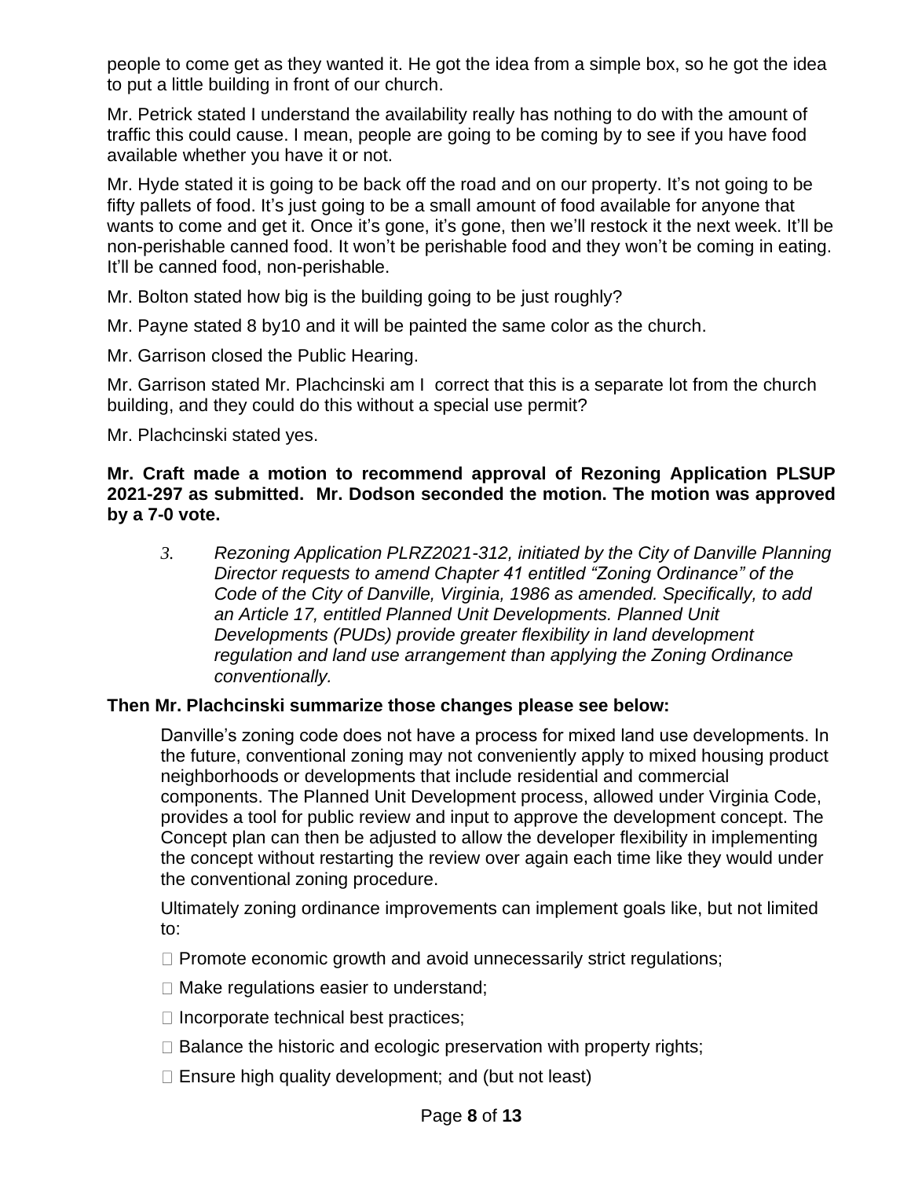people to come get as they wanted it. He got the idea from a simple box, so he got the idea to put a little building in front of our church.

Mr. Petrick stated I understand the availability really has nothing to do with the amount of traffic this could cause. I mean, people are going to be coming by to see if you have food available whether you have it or not.

Mr. Hyde stated it is going to be back off the road and on our property. It's not going to be fifty pallets of food. It's just going to be a small amount of food available for anyone that wants to come and get it. Once it's gone, it's gone, then we'll restock it the next week. It'll be non-perishable canned food. It won't be perishable food and they won't be coming in eating. It'll be canned food, non-perishable.

Mr. Bolton stated how big is the building going to be just roughly?

Mr. Payne stated 8 by10 and it will be painted the same color as the church.

Mr. Garrison closed the Public Hearing.

Mr. Garrison stated Mr. Plachcinski am I correct that this is a separate lot from the church building, and they could do this without a special use permit?

Mr. Plachcinski stated yes.

**Mr. Craft made a motion to recommend approval of Rezoning Application PLSUP 2021-297 as submitted. Mr. Dodson seconded the motion. The motion was approved by a 7-0 vote.**

3. *Rezoning Application PLRZ2021-312, initiated by the City of Danville Planning Director requests to amend Chapter 41 entitled "Zoning Ordinance" of the Code of the City of Danville, Virginia, 1986 as amended. Specifically, to add an Article 17, entitled Planned Unit Developments. Planned Unit Developments (PUDs) provide greater flexibility in land development regulation and land use arrangement than applying the Zoning Ordinance conventionally.*

**Then Mr. Plachcinski summarize those changes please see below:**

Danville's zoning code does not have a process for mixed land use developments. In the future, conventional zoning may not conveniently apply to mixed housing product neighborhoods or developments that include residential and commercial components. The Planned Unit Development process, allowed under Virginia Code, provides a tool for public review and input to approve the development concept. The Concept plan can then be adjusted to allow the developer flexibility in implementing the concept without restarting the review over again each time like they would under the conventional zoning procedure.

Ultimately zoning ordinance improvements can implement goals like, but not limited to:

- Promote economic growth and avoid unnecessarily strict regulations;
- Make regulations easier to understand;
- Incorporate technical best practices;
- Balance the historic and ecologic preservation with property rights;
- Ensure high quality development; and (but not least)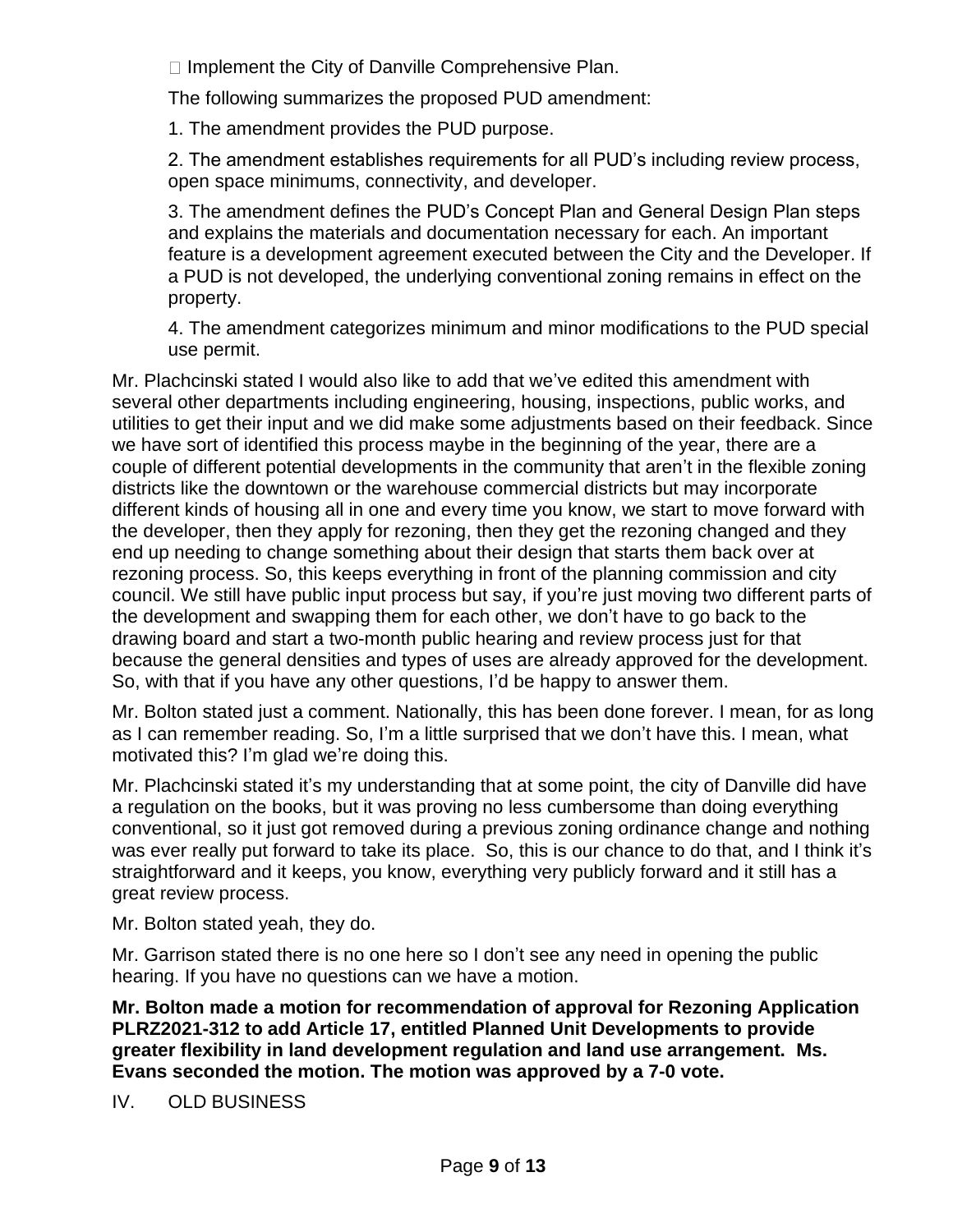Implement the City of Danville Comprehensive Plan.

The following summarizes the proposed PUD amendment:

1. The amendment provides the PUD purpose.

2. The amendment establishes requirements for all PUD's including review process, open space minimums, connectivity, and developer.

3. The amendment defines the PUD's Concept Plan and General Design Plan steps and explains the materials and documentation necessary for each. An important feature is a development agreement executed between the City and the Developer. If a PUD is not developed, the underlying conventional zoning remains in effect on the property.

4. The amendment categorizes minimum and minor modifications to the PUD special use permit.

Mr. Plachcinski stated I would also like to add that we've edited this amendment with several other departments including engineering, housing, inspections, public works, and utilities to get their input and we did make some adjustments based on their feedback. Since we have sort of identified this process maybe in the beginning of the year, there are a couple of different potential developments in the community that aren't in the flexible zoning districts like the downtown or the warehouse commercial districts but may incorporate different kinds of housing all in one and every time you know, we start to move forward with the developer, then they apply for rezoning, then they get the rezoning changed and they end up needing to change something about their design that starts them back over at rezoning process. So, this keeps everything in front of the planning commission and city council. We still have public input process but say, if you're just moving two different parts of the development and swapping them for each other, we don't have to go back to the drawing board and start a two-month public hearing and review process just for that because the general densities and types of uses are already approved for the development. So, with that if you have any other questions, I'd be happy to answer them.

Mr. Bolton stated just a comment. Nationally, this has been done forever. I mean, for as long as I can remember reading. So, I'm a little surprised that we don't have this. I mean, what motivated this? I'm glad we're doing this.

Mr. Plachcinski stated it's my understanding that at some point, the city of Danville did have a regulation on the books, but it was proving no less cumbersome than doing everything conventional, so it just got removed during a previous zoning ordinance change and nothing was ever really put forward to take its place. So, this is our chance to do that, and I think it's straightforward and it keeps, you know, everything very publicly forward and it still has a great review process.

Mr. Bolton stated yeah, they do.

Mr. Garrison stated there is no one here so I don't see any need in opening the public hearing. If you have no questions can we have a motion.

**Mr. Bolton made a motion for recommendation of approval for Rezoning Application PLRZ2021-312 to add Article 17, entitled Planned Unit Developments to provide greater flexibility in land development regulation and land use arrangement. Ms. Evans seconded the motion. The motion was approved by a 7-0 vote.**

IV. OLD BUSINESS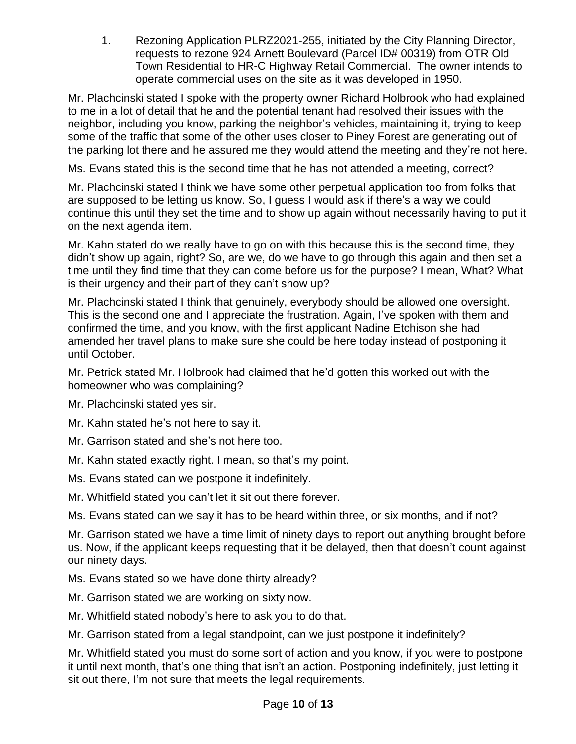1. Rezoning Application PLRZ2021-255, initiated by the City Planning Director, requests to rezone 924 Arnett Boulevard (Parcel ID# 00319) from OTR Old Town Residential to HR-C Highway Retail Commercial. The owner intends to operate commercial uses on the site as it was developed in 1950.

Mr. Plachcinski stated I spoke with the property owner Richard Holbrook who had explained to me in a lot of detail that he and the potential tenant had resolved their issues with the neighbor, including you know, parking the neighbor's vehicles, maintaining it, trying to keep some of the traffic that some of the other uses closer to Piney Forest are generating out of the parking lot there and he assured me they would attend the meeting and they're not here.

Ms. Evans stated this is the second time that he has not attended a meeting, correct?

Mr. Plachcinski stated I think we have some other perpetual application too from folks that are supposed to be letting us know. So, I guess I would ask if there's a way we could continue this until they set the time and to show up again without necessarily having to put it on the next agenda item.

Mr. Kahn stated do we really have to go on with this because this is the second time, they didn't show up again, right? So, are we, do we have to go through this again and then set a time until they find time that they can come before us for the purpose? I mean, What? What is their urgency and their part of they can't show up?

Mr. Plachcinski stated I think that genuinely, everybody should be allowed one oversight. This is the second one and I appreciate the frustration. Again, I've spoken with them and confirmed the time, and you know, with the first applicant Nadine Etchison she had amended her travel plans to make sure she could be here today instead of postponing it until October.

Mr. Petrick stated Mr. Holbrook had claimed that he'd gotten this worked out with the homeowner who was complaining?

Mr. Plachcinski stated yes sir.

Mr. Kahn stated he's not here to say it.

Mr. Garrison stated and she's not here too.

Mr. Kahn stated exactly right. I mean, so that's my point.

Ms. Evans stated can we postpone it indefinitely.

Mr. Whitfield stated you can't let it sit out there forever.

Ms. Evans stated can we say it has to be heard within three, or six months, and if not?

Mr. Garrison stated we have a time limit of ninety days to report out anything brought before us. Now, if the applicant keeps requesting that it be delayed, then that doesn't count against our ninety days.

Ms. Evans stated so we have done thirty already?

Mr. Garrison stated we are working on sixty now.

Mr. Whitfield stated nobody's here to ask you to do that.

Mr. Garrison stated from a legal standpoint, can we just postpone it indefinitely?

Mr. Whitfield stated you must do some sort of action and you know, if you were to postpone it until next month, that's one thing that isn't an action. Postponing indefinitely, just letting it sit out there, I'm not sure that meets the legal requirements.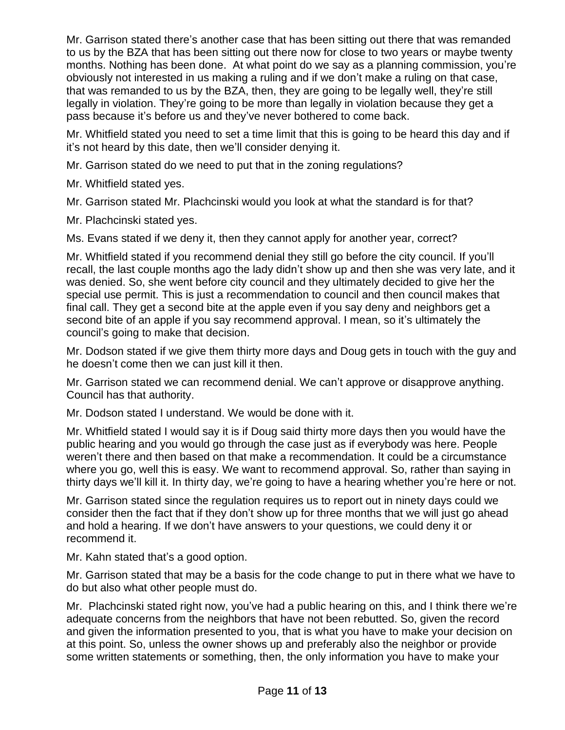Mr. Garrison stated there's another case that has been sitting out there that was remanded to us by the BZA that has been sitting out there now for close to two years or maybe twenty months. Nothing has been done. At what point do we say as a planning commission, you're obviously not interested in us making a ruling and if we don't make a ruling on that case, that was remanded to us by the BZA, then, they are going to be legally well, they're still legally in violation. They're going to be more than legally in violation because they get a pass because it's before us and they've never bothered to come back.

Mr. Whitfield stated you need to set a time limit that this is going to be heard this day and if it's not heard by this date, then we'll consider denying it.

Mr. Garrison stated do we need to put that in the zoning regulations?

Mr. Whitfield stated yes.

Mr. Garrison stated Mr. Plachcinski would you look at what the standard is for that?

Mr. Plachcinski stated yes.

Ms. Evans stated if we deny it, then they cannot apply for another year, correct?

Mr. Whitfield stated if you recommend denial they still go before the city council. If you'll recall, the last couple months ago the lady didn't show up and then she was very late, and it was denied. So, she went before city council and they ultimately decided to give her the special use permit. This is just a recommendation to council and then council makes that final call. They get a second bite at the apple even if you say deny and neighbors get a second bite of an apple if you say recommend approval. I mean, so it's ultimately the council's going to make that decision.

Mr. Dodson stated if we give them thirty more days and Doug gets in touch with the guy and he doesn't come then we can just kill it then.

Mr. Garrison stated we can recommend denial. We can't approve or disapprove anything. Council has that authority.

Mr. Dodson stated I understand. We would be done with it.

Mr. Whitfield stated I would say it is if Doug said thirty more days then you would have the public hearing and you would go through the case just as if everybody was here. People weren't there and then based on that make a recommendation. It could be a circumstance where you go, well this is easy. We want to recommend approval. So, rather than saying in thirty days we'll kill it. In thirty day, we're going to have a hearing whether you're here or not.

Mr. Garrison stated since the regulation requires us to report out in ninety days could we consider then the fact that if they don't show up for three months that we will just go ahead and hold a hearing. If we don't have answers to your questions, we could deny it or recommend it.

Mr. Kahn stated that's a good option.

Mr. Garrison stated that may be a basis for the code change to put in there what we have to do but also what other people must do.

Mr. Plachcinski stated right now, you've had a public hearing on this, and I think there we're adequate concerns from the neighbors that have not been rebutted. So, given the record and given the information presented to you, that is what you have to make your decision on at this point. So, unless the owner shows up and preferably also the neighbor or provide some written statements or something, then, the only information you have to make your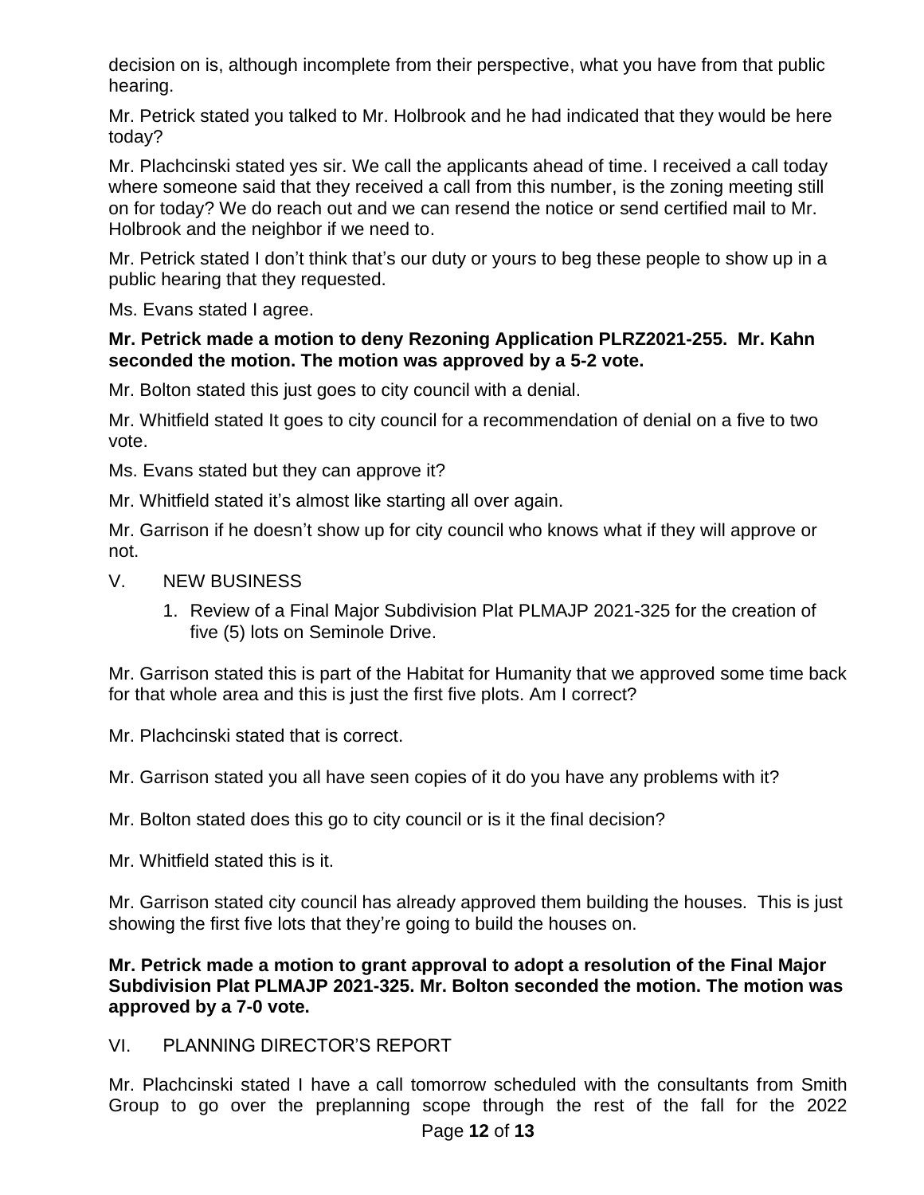decision on is, although incomplete from their perspective, what you have from that public hearing.

Mr. Petrick stated you talked to Mr. Holbrook and he had indicated that they would be here today?

Mr. Plachcinski stated yes sir. We call the applicants ahead of time. I received a call today where someone said that they received a call from this number, is the zoning meeting still on for today? We do reach out and we can resend the notice or send certified mail to Mr. Holbrook and the neighbor if we need to.

Mr. Petrick stated I don't think that's our duty or yours to beg these people to show up in a public hearing that they requested.

Ms. Evans stated I agree.

**Mr. Petrick made a motion to deny Rezoning Application PLRZ2021-255. Mr. Kahn seconded the motion. The motion was approved by a 5-2 vote.**

Mr. Bolton stated this just goes to city council with a denial.

Mr. Whitfield stated It goes to city council for a recommendation of denial on a five to two vote.

Ms. Evans stated but they can approve it?

Mr. Whitfield stated it's almost like starting all over again.

Mr. Garrison if he doesn't show up for city council who knows what if they will approve or not.

V. NEW BUSINESS

1. Review of a Final Major Subdivision Plat PLMAJP 2021-325 for the creation of five (5) lots on Seminole Drive.

Mr. Garrison stated this is part of the Habitat for Humanity that we approved some time back for that whole area and this is just the first five plots. Am I correct?

Mr. Plachcinski stated that is correct.

Mr. Garrison stated you all have seen copies of it do you have any problems with it?

Mr. Bolton stated does this go to city council or is it the final decision?

Mr. Whitfield stated this is it.

Mr. Garrison stated city council has already approved them building the houses. This is just showing the first five lots that they're going to build the houses on.

**Mr. Petrick made a motion to grant approval to adopt a resolution of the Final Major Subdivision Plat PLMAJP 2021-325. Mr. Bolton seconded the motion. The motion was approved by a 7-0 vote.**

VI. PLANNING DIRECTOR'S REPORT

Mr. Plachcinski stated I have a call tomorrow scheduled with the consultants from Smith Group to go over the preplanning scope through the rest of the fall for the 2022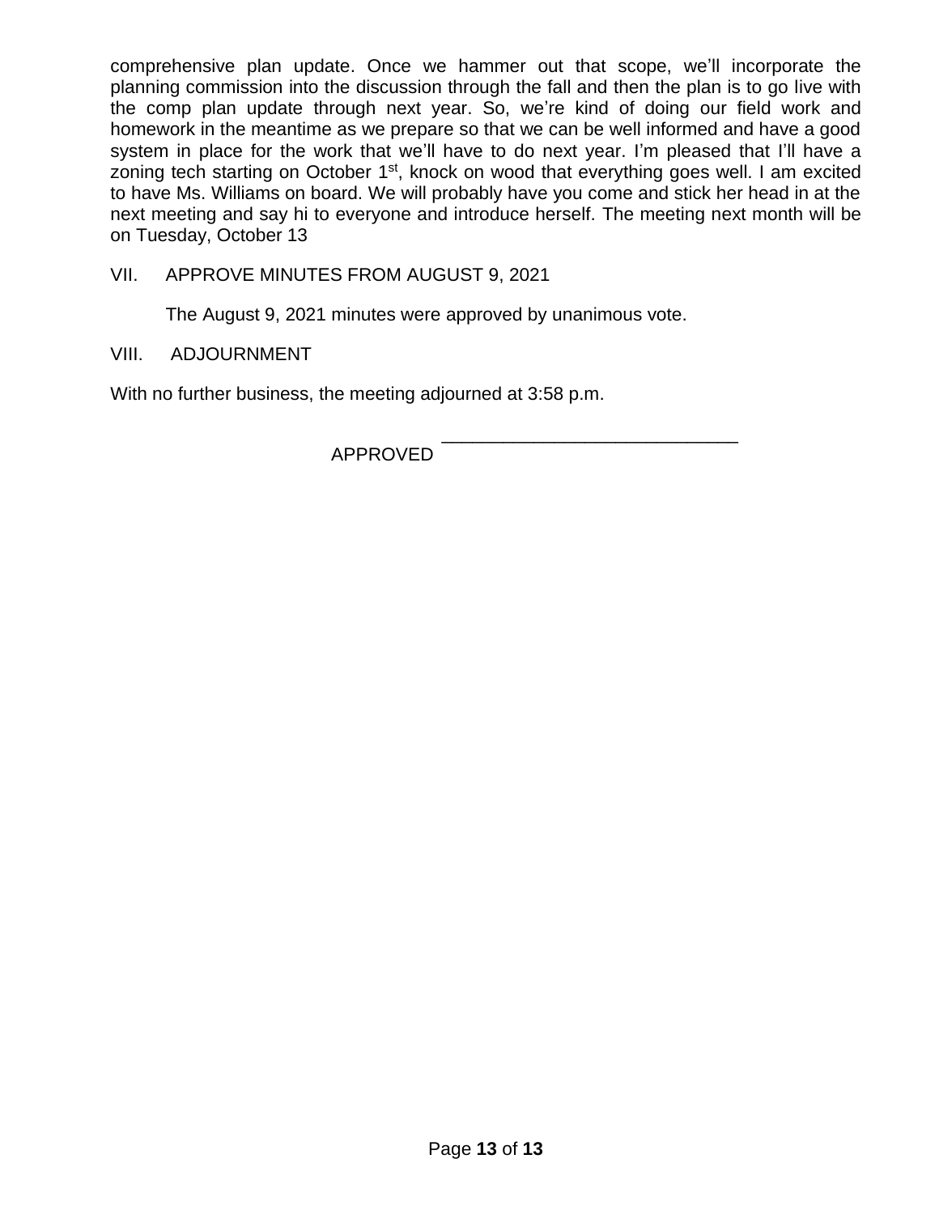comprehensive plan update. Once we hammer out that scope, we'll incorporate the planning commission into the discussion through the fall and then the plan is to go live with the comp plan update through next year. So, we're kind of doing our field work and homework in the meantime as we prepare so that we can be well informed and have a good system in place for the work that we'll have to do next year. I'm pleased that I'll have a zoning tech starting on October 1st, knock on wood that everything goes well. I am excited to have Ms. Williams on board. We will probably have you come and stick her head in at the next meeting and say hi to everyone and introduce herself. The meeting next month will be on Tuesday, October 13

VII. APPROVE MINUTES FROM AUGUST 9, 2021

The August 9, 2021 minutes were approved by unanimous vote.

VIII. ADJOURNMENT

With no further business, the meeting adjourned at 3:58 p.m.

APPROVED ______________________________